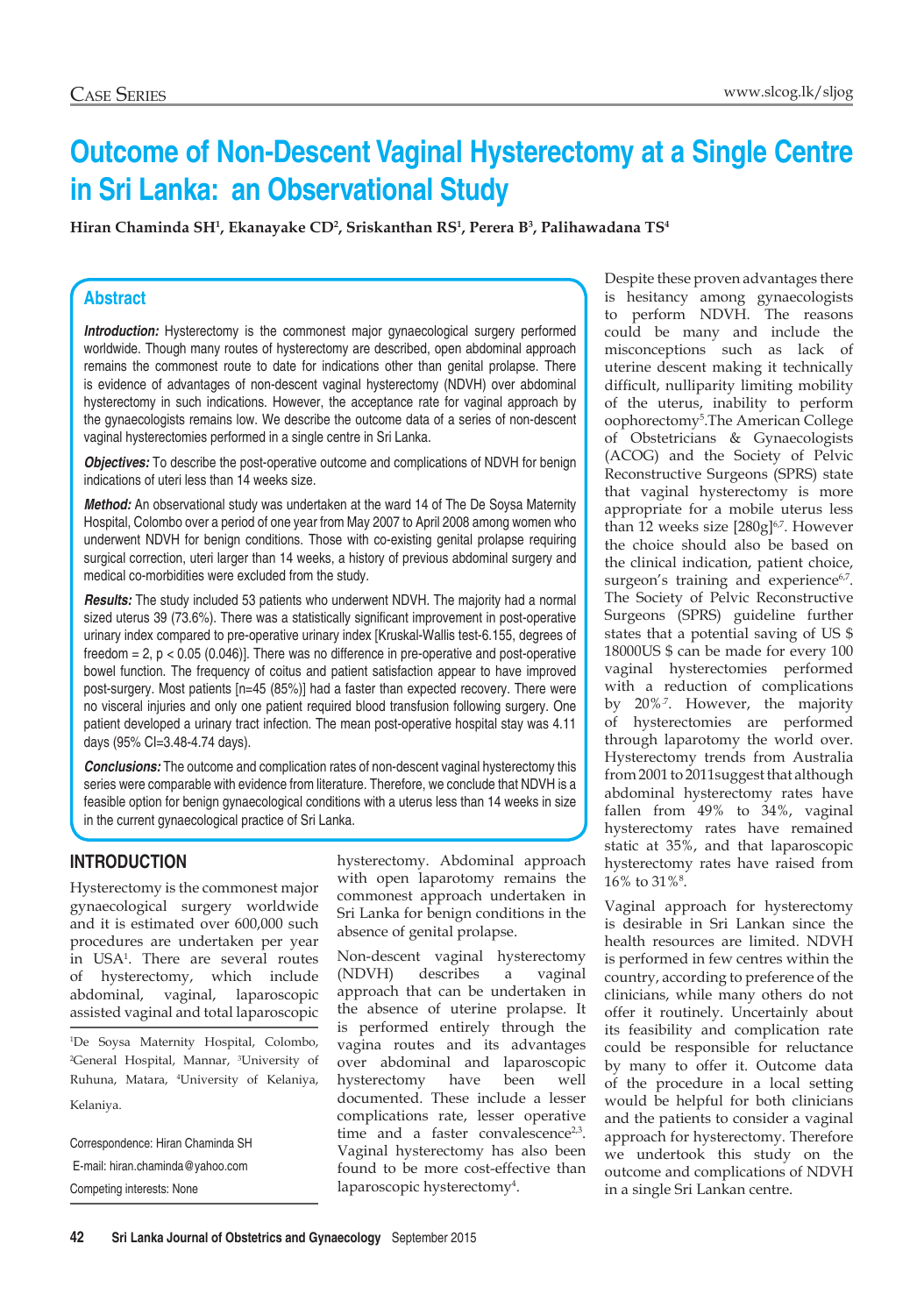# Outcome of Non-Descent Vaginal Hysterectomy at a Single Centre in Sri Lanka: an Observational Study

**Hiran Chaminda SH[1], Ekanayake CD[2], Sriskanthan RS[1], Perera B[3], Palihawadana TS[4]**

## Abstract

***Introduction:*** Hysterectomy is the commonest major gynaecological surgery performed worldwide. Though many routes of hysterectomy are described, open abdominal approach remains the commonest route to date for indications other than genital prolapse. There is evidence of advantages of non-descent vaginal hysterectomy (NDVH) over abdominal hysterectomy in such indications. However, the acceptance rate for vaginal approach by the gynaecologists remains low. We describe the outcome data of a series of non-descent vaginal hysterectomies performed in a single centre in Sri Lanka.

***Objectives:*** To describe the post-operative outcome and complications of NDVH for benign indications of uteri less than 14 weeks size.

***Method:*** An observational study was undertaken at the ward 14 of The De Soysa Maternity Hospital, Colombo over a period of one year from May 2007 to April 2008 among women who underwent NDVH for benign conditions. Those with co-existing genital prolapse requiring surgical correction, uteri larger than 14 weeks, a history of previous abdominal surgery and medical co-morbidities were excluded from the study.

***Results:*** The study included 53 patients who underwent NDVH. The majority had a normal sized uterus 39 (73.6%). There was a statistically significant improvement in post-operative urinary index compared to pre-operative urinary index [Kruskal-Wallis test-6.155, degrees of freedom = 2, $p < 0.05$ (0.046)]. There was no difference in pre-operative and post-operative bowel function. The frequency of coitus and patient satisfaction appear to have improved post-surgery. Most patients [n=45 (85%)] had a faster than expected recovery. There were no visceral injuries and only one patient required blood transfusion following surgery. One patient developed a urinary tract infection. The mean post-operative hospital stay was 4.11 days (95% CI=3.48-4.74 days).

***Conclusions:*** The outcome and complication rates of non-descent vaginal hysterectomy this series were comparable with evidence from literature. Therefore, we conclude that NDVH is a feasible option for benign gynaecological conditions with a uterus less than 14 weeks in size in the current gynaecological practice of Sri Lanka.

## INTRODUCTION

Hysterectomy is the commonest major gynaecological surgery worldwide and it is estimated over 600,000 such procedures are undertaken per year in USA[1]. There are several routes of hysterectomy, which include abdominal, vaginal, laparoscopic assisted vaginal and total laparoscopic hysterectomy. Abdominal approach with open laparotomy remains the commonest approach undertaken in Sri Lanka for benign conditions in the absence of genital prolapse.

Non-descent vaginal hysterectomy (NDVH) describes a vaginal approach that can be undertaken in the absence of uterine prolapse. It is performed entirely through the vagina routes and its advantages over abdominal and laparoscopic hysterectomy have been well documented. These include a lesser complications rate, lesser operative time and a faster convalescence[2,3]. Vaginal hysterectomy has also been found to be more cost-effective than laparoscopic hysterectomy[4].

Despite these proven advantages there is hesitancy among gynaecologists to perform NDVH. The reasons could be many and include the misconceptions such as lack of uterine descent making it technically difficult, nulliparity limiting mobility of the uterus, inability to perform oophorectomy[5]. The American College of Obstetricians & Gynaecologists (ACOG) and the Society of Pelvic Reconstructive Surgeons (SPRS) state that vaginal hysterectomy is more appropriate for a mobile uterus less than 12 weeks size [280g][6,7]. However the choice should also be based on the clinical indication, patient choice, surgeon's training and experience[6,7]. The Society of Pelvic Reconstructive Surgeons (SPRS) guideline further states that a potential saving of US $ 18000US $ can be made for every 100 vaginal hysterectomies performed with a reduction of complications by 20%[7]. However, the majority of hysterectomies are performed through laparotomy the world over. Hysterectomy trends from Australia from 2001 to 2011 suggest that although abdominal hysterectomy rates have fallen from 49% to 34%, vaginal hysterectomy rates have remained static at 35%, and that laparoscopic hysterectomy rates have raised from 16% to 31%[8].

Vaginal approach for hysterectomy is desirable in Sri Lankan since the health resources are limited. NDVH is performed in few centres within the country, according to preference of the clinicians, while many others do not offer it routinely. Uncertainly about its feasibility and complication rate could be responsible for reluctance by many to offer it. Outcome data of the procedure in a local setting would be helpful for both clinicians and the patients to consider a vaginal approach for hysterectomy. Therefore we undertook this study on the outcome and complications of NDVH in a single Sri Lankan centre.

---

[1]De Soysa Maternity Hospital, Colombo, [2]General Hospital, Mannar, [3]University of Ruhuna, Matara, [4]University of Kelaniya, Kelaniya.

Correspondence: Hiran Chaminda SH
E-mail: hiran.chaminda@yahoo.com
Competing interests: None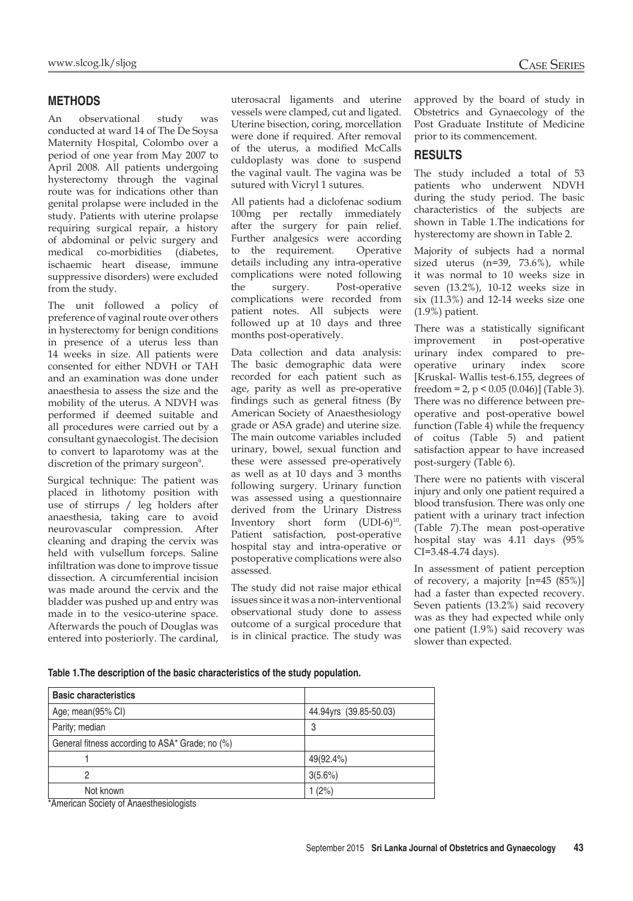## METHODS

An observational study was conducted at ward 14 of The De Soysa Maternity Hospital, Colombo over a period of one year from May 2007 to April 2008. All patients undergoing hysterectomy through the vaginal route was for indications other than genital prolapse were included in the study. Patients with uterine prolapse requiring surgical repair, a history of abdominal or pelvic surgery and medical co-morbidities (diabetes, ischaemic heart disease, immune suppressive disorders) were excluded from the study.

The unit followed a policy of preference of vaginal route over others in hysterectomy for benign conditions in presence of a uterus less than 14 weeks in size. All patients were consented for either NDVH or TAH and an examination was done under anaesthesia to assess the size and the mobility of the uterus. A NDVH was performed if deemed suitable and all procedures were carried out by a consultant gynaecologist. The decision to convert to laparotomy was at the discretion of the primary surgeon[9].

Surgical technique: The patient was placed in lithotomy position with use of stirrups / leg holders after anaesthesia, taking care to avoid neurovascular compression. After cleaning and draping the cervix was held with vulsellum forceps. Saline infiltration was done to improve tissue dissection. A circumferential incision was made around the cervix and the bladder was pushed up and entry was made in to the vesico-uterine space. Afterwards the pouch of Douglas was entered into posteriorly. The cardinal, uterosacral ligaments and uterine vessels were clamped, cut and ligated. Uterine bisection, coring, morcellation were done if required. After removal of the uterus, a modified McCalls culdoplasty was done to suspend the vaginal vault. The vagina was be sutured with Vicryl 1 sutures.

All patients had a diclofenac sodium 100mg per rectally immediately after the surgery for pain relief. Further analgesics were according to the requirement. Operative details including any intra-operative complications were noted following the surgery. Post-operative complications were recorded from patient notes. All subjects were followed up at 10 days and three months post-operatively.

Data collection and data analysis: The basic demographic data were recorded for each patient such as age, parity as well as pre-operative findings such as general fitness (By American Society of Anaesthesiology grade or ASA grade) and uterine size. The main outcome variables included urinary, bowel, sexual function and these were assessed pre-operatively as well as at 10 days and 3 months following surgery. Urinary function was assessed using a questionnaire derived from the Urinary Distress Inventory short form (UDI-6)[10]. Patient satisfaction, post-operative hospital stay and intra-operative or postoperative complications were also assessed.

The study did not raise major ethical issues since it was a non-interventional observational study done to assess outcome of a surgical procedure that is in clinical practice. The study was approved by the board of study in Obstetrics and Gynaecology of the Post Graduate Institute of Medicine prior to its commencement.

## RESULTS

The study included a total of 53 patients who underwent NDVH during the study period. The basic characteristics of the subjects are shown in Table 1.The indications for hysterectomy are shown in Table 2.

Majority of subjects had a normal sized uterus (n=39, 73.6%), while it was normal to 10 weeks size in seven (13.2%), 10-12 weeks size in six (11.3%) and 12-14 weeks size one (1.9%) patient.

There was a statistically significant improvement in post-operative urinary index compared to pre-operative urinary index score [Kruskal- Wallis test-6.155, degrees of freedom = 2, $p < 0.05$ (0.046)] (Table 3). There was no difference between pre-operative and post-operative bowel function (Table 4) while the frequency of coitus (Table 5) and patient satisfaction appear to have increased post-surgery (Table 6).

There were no patients with visceral injury and only one patient required a blood transfusion. There was only one patient with a urinary tract infection (Table 7).The mean post-operative hospital stay was 4.11 days (95% CI=3.48-4.74 days).

In assessment of patient perception of recovery, a majority [n=45 (85%)] had a faster than expected recovery. Seven patients (13.2%) said recovery was as they had expected while only one patient (1.9%) said recovery was slower than expected.

**Table 1.The description of the basic characteristics of the study population.**

| Basic characteristics | |
|---|---|
| Age; mean(95% CI) | 44.94yrs (39.85-50.03) |
| Parity; median | 3 |
| General fitness according to ASA* Grade; no (%) | |
| 1 | 49(92.4%) |
| 2 | 3(5.6%) |
| Not known | 1 (2%) |

*American Society of Anaesthesiologists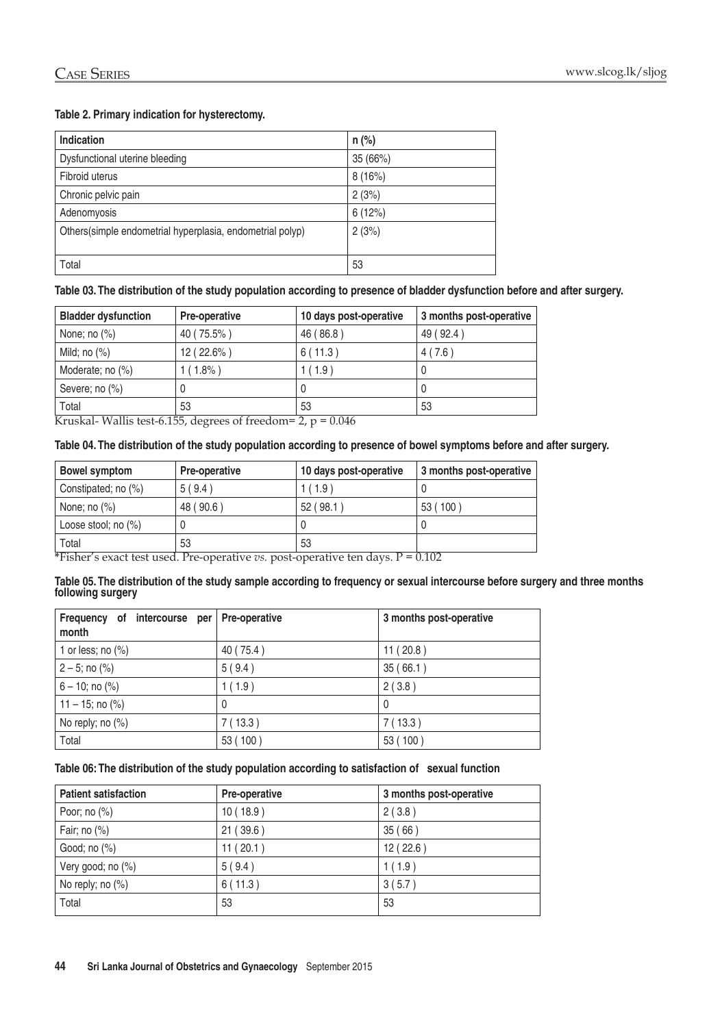**Table 2. Primary indication for hysterectomy.**

| Indication | n (%) |
|---|---|
| Dysfunctional uterine bleeding | 35 (66%) |
| Fibroid uterus | 8 (16%) |
| Chronic pelvic pain | 2 (3%) |
| Adenomyosis | 6 (12%) |
| Others(simple endometrial hyperplasia, endometrial polyp) | 2 (3%) |
| Total | 53 |

**Table 03. The distribution of the study population according to presence of bladder dysfunction before and after surgery.**

| Bladder dysfunction | Pre-operative | 10 days post-operative | 3 months post-operative |
|---|---|---|---|
| None; no (%) | 40 ( 75.5% ) | 46 ( 86.8 ) | 49 ( 92.4 ) |
| Mild; no (%) | 12 ( 22.6% ) | 6 ( 11.3 ) | 4 ( 7.6 ) |
| Moderate; no (%) | 1 ( 1.8% ) | 1 ( 1.9 ) | 0 |
| Severe; no (%) | 0 | 0 | 0 |
| Total | 53 | 53 | 53 |

Kruskal- Wallis test-6.155, degrees of freedom= 2, p = 0.046

**Table 04. The distribution of the study population according to presence of bowel symptoms before and after surgery.**

| Bowel symptom | Pre-operative | 10 days post-operative | 3 months post-operative |
|---|---|---|---|
| Constipated; no (%) | 5 ( 9.4 ) | 1 ( 1.9 ) | 0 |
| None; no (%) | 48 ( 90.6 ) | 52 ( 98.1 ) | 53 ( 100 ) |
| Loose stool; no (%) | 0 | 0 | 0 |
| Total | 53 | 53 | |

*Fisher's exact test used. Pre-operative *vs.* post-operative ten days. P = 0.102

**Table 05. The distribution of the study sample according to frequency or sexual intercourse before surgery and three months following surgery**

| Frequency of intercourse per month | Pre-operative | 3 months post-operative |
|---|---|---|
| 1 or less; no (%) | 40 ( 75.4 ) | 11 ( 20.8 ) |
| 2 – 5; no (%) | 5 ( 9.4 ) | 35 ( 66.1 ) |
| 6 – 10; no (%) | 1 ( 1.9 ) | 2 ( 3.8 ) |
| 11 – 15; no (%) | 0 | 0 |
| No reply; no (%) | 7 ( 13.3 ) | 7 ( 13.3 ) |
| Total | 53 ( 100 ) | 53 ( 100 ) |

**Table 06: The distribution of the study population according to satisfaction of sexual function**

| Patient satisfaction | Pre-operative | 3 months post-operative |
|---|---|---|
| Poor; no (%) | 10 ( 18.9 ) | 2 ( 3.8 ) |
| Fair; no (%) | 21 ( 39.6 ) | 35 ( 66 ) |
| Good; no (%) | 11 ( 20.1 ) | 12 ( 22.6 ) |
| Very good; no (%) | 5 ( 9.4 ) | 1 ( 1.9 ) |
| No reply; no (%) | 6 ( 11.3 ) | 3 ( 5.7 ) |
| Total | 53 | 53 |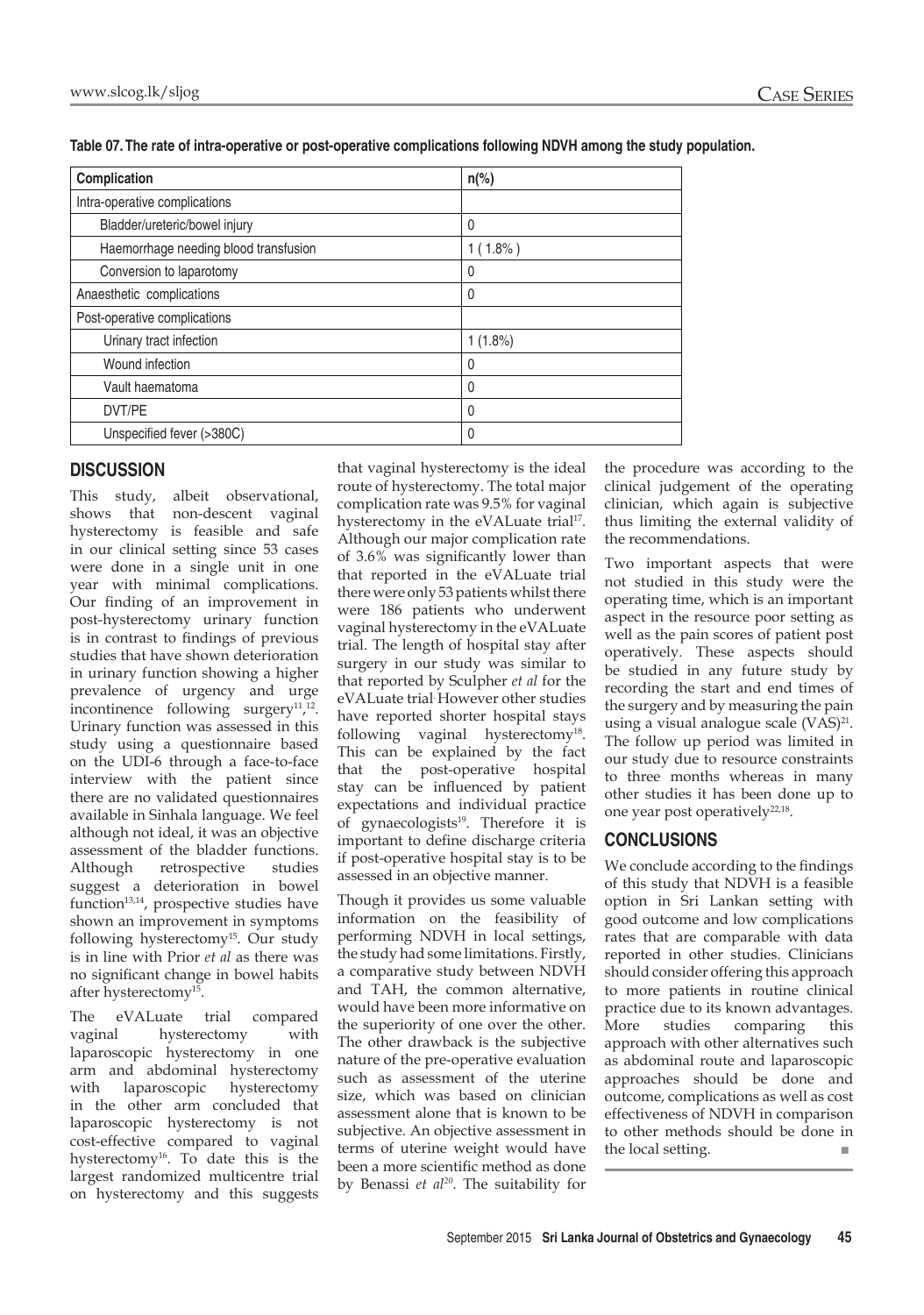**Table 07. The rate of intra-operative or post-operative complications following NDVH among the study population.**

| Complication | n(%) |
|---|---|
| Intra-operative complications | |
| Bladder/ureteric/bowel injury | 0 |
| Haemorrhage needing blood transfusion | 1 ( 1.8% ) |
| Conversion to laparotomy | 0 |
| Anaesthetic complications | 0 |
| Post-operative complications | |
| Urinary tract infection | 1 (1.8%) |
| Wound infection | 0 |
| Vault haematoma | 0 |
| DVT/PE | 0 |
| Unspecified fever (>380C) | 0 |

## DISCUSSION

This study, albeit observational, shows that non-descent vaginal hysterectomy is feasible and safe in our clinical setting since 53 cases were done in a single unit in one year with minimal complications. Our finding of an improvement in post-hysterectomy urinary function is in contrast to findings of previous studies that have shown deterioration in urinary function showing a higher prevalence of urgency and urge incontinence following surgery[11],[12]. Urinary function was assessed in this study using a questionnaire based on the UDI-6 through a face-to-face interview with the patient since there are no validated questionnaires available in Sinhala language. We feel although not ideal, it was an objective assessment of the bladder functions. Although retrospective studies suggest a deterioration in bowel function[13,14], prospective studies have shown an improvement in symptoms following hysterectomy[15]. Our study is in line with Prior *et al* as there was no significant change in bowel habits after hysterectomy[15].

The eVALuate trial compared vaginal hysterectomy with laparoscopic hysterectomy in one arm and abdominal hysterectomy with laparoscopic hysterectomy in the other arm concluded that laparoscopic hysterectomy is not cost-effective compared to vaginal hysterectomy[16]. To date this is the largest randomized multicentre trial on hysterectomy and this suggests that vaginal hysterectomy is the ideal route of hysterectomy. The total major complication rate was 9.5% for vaginal hysterectomy in the eVALuate trial[17]. Although our major complication rate of 3.6% was significantly lower than that reported in the eVALuate trial there were only 53 patients whilst there were 186 patients who underwent vaginal hysterectomy in the eVALuate trial. The length of hospital stay after surgery in our study was similar to that reported by Sculpher *et al* for the eVALuate trial. However other studies have reported shorter hospital stays following vaginal hysterectomy[18]. This can be explained by the fact that the post-operative hospital stay can be influenced by patient expectations and individual practice of gynaecologists[19]. Therefore it is important to define discharge criteria if post-operative hospital stay is to be assessed in an objective manner.

Though it provides us some valuable information on the feasibility of performing NDVH in local settings, the study had some limitations. Firstly, a comparative study between NDVH and TAH, the common alternative, would have been more informative on the superiority of one over the other. The other drawback is the subjective nature of the pre-operative evaluation such as assessment of the uterine size, which was based on clinician assessment alone that is known to be subjective. An objective assessment in terms of uterine weight would have been a more scientific method as done by Benassi *et al*[20]. The suitability for the procedure was according to the clinical judgement of the operating clinician, which again is subjective thus limiting the external validity of the recommendations.

Two important aspects that were not studied in this study were the operating time, which is an important aspect in the resource poor setting as well as the pain scores of patient post operatively. These aspects should be studied in any future study by recording the start and end times of the surgery and by measuring the pain using a visual analogue scale (VAS)[21]. The follow up period was limited in our study due to resource constraints to three months whereas in many other studies it has been done up to one year post operatively[22,18].

## CONCLUSIONS

We conclude according to the findings of this study that NDVH is a feasible option in Sri Lankan setting with good outcome and low complications rates that are comparable with data reported in other studies. Clinicians should consider offering this approach to more patients in routine clinical practice due to its known advantages. More studies comparing this approach with other alternatives such as abdominal route and laparoscopic approaches should be done and outcome, complications as well as cost effectiveness of NDVH in comparison to other methods should be done in the local setting.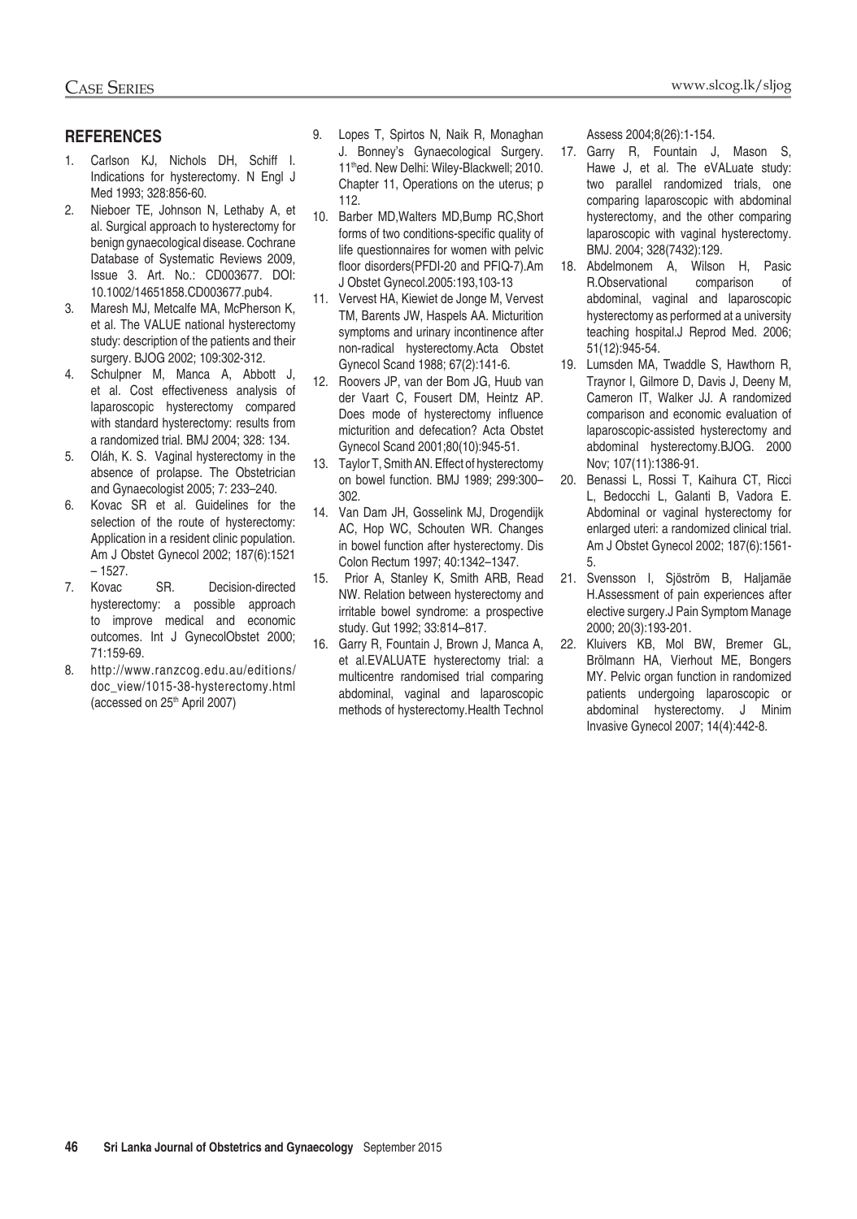## REFERENCES

1. Carlson KJ, Nichols DH, Schiff I. Indications for hysterectomy. N Engl J Med 1993; 328:856-60.
2. Nieboer TE, Johnson N, Lethaby A, et al. Surgical approach to hysterectomy for benign gynaecological disease. Cochrane Database of Systematic Reviews 2009, Issue 3. Art. No.: CD003677. DOI: 10.1002/14651858.CD003677.pub4.
3. Maresh MJ, Metcalfe MA, McPherson K, et al. The VALUE national hysterectomy study: description of the patients and their surgery. BJOG 2002; 109:302-312.
4. Schulpner M, Manca A, Abbott J, et al. Cost effectiveness analysis of laparoscopic hysterectomy compared with standard hysterectomy: results from a randomized trial. BMJ 2004; 328: 134.
5. Oláh, K. S. Vaginal hysterectomy in the absence of prolapse. The Obstetrician and Gynaecologist 2005; 7: 233–240.
6. Kovac SR et al. Guidelines for the selection of the route of hysterectomy: Application in a resident clinic population. Am J Obstet Gynecol 2002; 187(6):1521 – 1527.
7. Kovac SR. Decision-directed hysterectomy: a possible approach to improve medical and economic outcomes. Int J GynecolObstet 2000; 71:159-69.
8. http://www.ranzcog.edu.au/editions/doc_view/1015-38-hysterectomy.html (accessed on 25th April 2007)
9. Lopes T, Spirtos N, Naik R, Monaghan J. Bonney's Gynaecological Surgery. 11thed. New Delhi: Wiley-Blackwell; 2010. Chapter 11, Operations on the uterus; p 112.
10. Barber MD,Walters MD,Bump RC,Short forms of two conditions-specific quality of life questionnaires for women with pelvic floor disorders(PFDI-20 and PFIQ-7).Am J Obstet Gynecol.2005:193,103-13
11. Vervest HA, Kiewiet de Jonge M, Vervest TM, Barents JW, Haspels AA. Micturition symptoms and urinary incontinence after non-radical hysterectomy.Acta Obstet Gynecol Scand 1988; 67(2):141-6.
12. Roovers JP, van der Bom JG, Huub van der Vaart C, Fousert DM, Heintz AP. Does mode of hysterectomy influence micturition and defecation? Acta Obstet Gynecol Scand 2001;80(10):945-51.
13. Taylor T, Smith AN. Effect of hysterectomy on bowel function. BMJ 1989; 299:300–302.
14. Van Dam JH, Gosselink MJ, Drogendijk AC, Hop WC, Schouten WR. Changes in bowel function after hysterectomy. Dis Colon Rectum 1997; 40:1342–1347.
15. Prior A, Stanley K, Smith ARB, Read NW. Relation between hysterectomy and irritable bowel syndrome: a prospective study. Gut 1992; 33:814–817.
16. Garry R, Fountain J, Brown J, Manca A, et al.EVALUATE hysterectomy trial: a multicentre randomised trial comparing abdominal, vaginal and laparoscopic methods of hysterectomy.Health Technol Assess 2004;8(26):1-154.
17. Garry R, Fountain J, Mason S, Hawe J, et al. The eVALuate study: two parallel randomized trials, one comparing laparoscopic with abdominal hysterectomy, and the other comparing laparoscopic with vaginal hysterectomy. BMJ. 2004; 328(7432):129.
18. Abdelmonem A, Wilson H, Pasic R.Observational comparison of abdominal, vaginal and laparoscopic hysterectomy as performed at a university teaching hospital.J Reprod Med. 2006; 51(12):945-54.
19. Lumsden MA, Twaddle S, Hawthorn R, Traynor I, Gilmore D, Davis J, Deeny M, Cameron IT, Walker JJ. A randomized comparison and economic evaluation of laparoscopic-assisted hysterectomy and abdominal hysterectomy.BJOG. 2000 Nov; 107(11):1386-91.
20. Benassi L, Rossi T, Kaihura CT, Ricci L, Bedocchi L, Galanti B, Vadora E. Abdominal or vaginal hysterectomy for enlarged uteri: a randomized clinical trial. Am J Obstet Gynecol 2002; 187(6):1561-5.
21. Svensson I, Sjöström B, Haljamäe H.Assessment of pain experiences after elective surgery.J Pain Symptom Manage 2000; 20(3):193-201.
22. Kluivers KB, Mol BW, Bremer GL, Brölmann HA, Vierhout ME, Bongers MY. Pelvic organ function in randomized patients undergoing laparoscopic or abdominal hysterectomy. J Minim Invasive Gynecol 2007; 14(4):442-8.